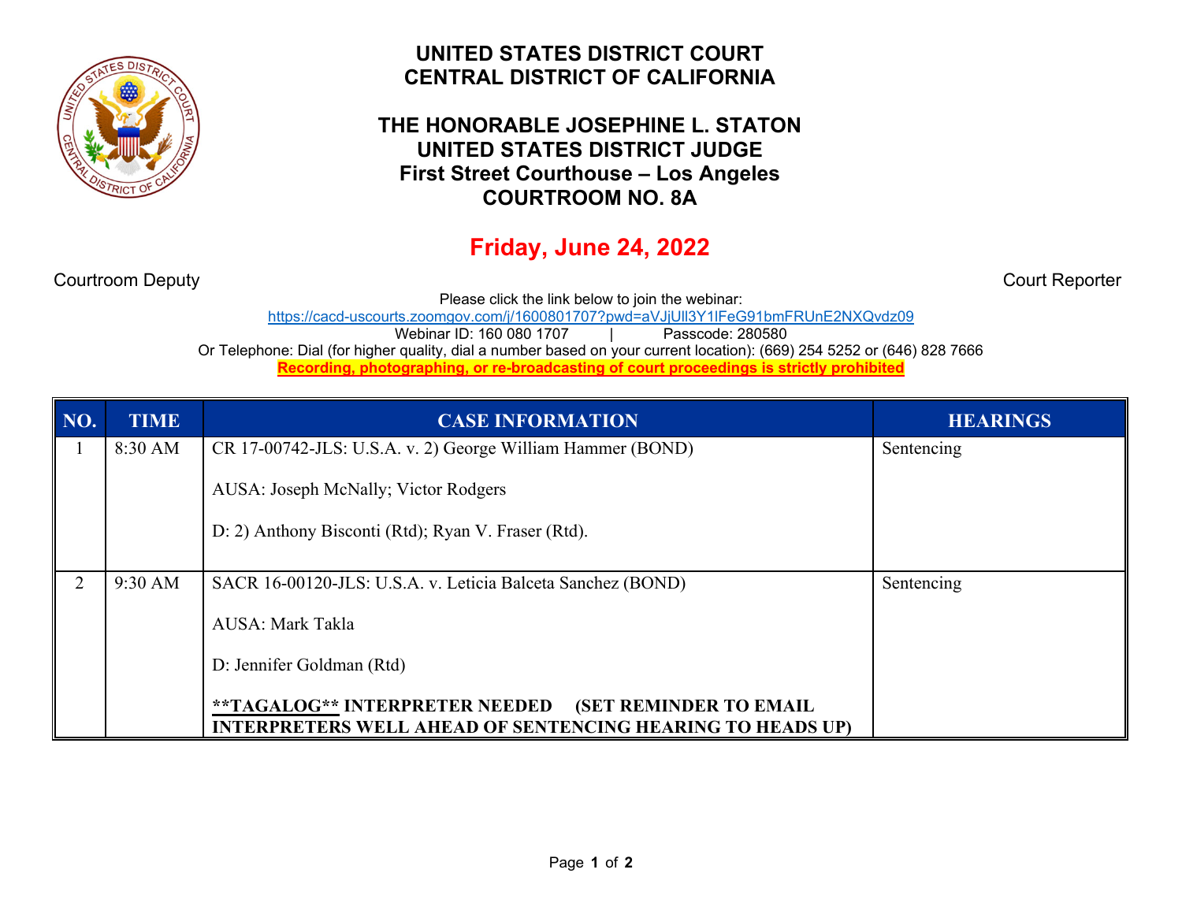# UNITED STATES DISTRICT COURT
# CENTRAL DISTRICT OF CALIFORNIA

## THE HONORABLE JOSEPHINE L. STATON
## UNITED STATES DISTRICT JUDGE
## First Street Courthouse – Los Angeles
## COURTROOM NO. 8A

## Friday, June 24, 2022

Courtroom Deputy | Court Reporter

Please click the link below to join the webinar:
https://cacd-uscourts.zoomgov.com/j/1600801707?pwd=aVJjUll3Y1lFeG91bmFRUnE2NXQvdz09
Webinar ID: 160 080 1707 | Passcode: 280580
Or Telephone: Dial (for higher quality, dial a number based on your current location): (669) 254 5252 or (646) 828 7666
**Recording, photographing, or re-broadcasting of court proceedings is strictly prohibited**

| NO. | TIME | CASE INFORMATION | HEARINGS |
|---|---|---|---|
| 1 | 8:30 AM | CR 17-00742-JLS: U.S.A. v. 2) George William Hammer (BOND)<br><br>AUSA: Joseph McNally; Victor Rodgers<br><br>D: 2) Anthony Bisconti (Rtd); Ryan V. Fraser (Rtd). | Sentencing |
| 2 | 9:30 AM | SACR 16-00120-JLS: U.S.A. v. Leticia Balceta Sanchez (BOND)<br><br>AUSA: Mark Takla<br><br>D: Jennifer Goldman (Rtd)<br><br>**\*\*TAGALOG\*\* INTERPRETER NEEDED (SET REMINDER TO EMAIL INTERPRETERS WELL AHEAD OF SENTENCING HEARING TO HEADS UP)** | Sentencing |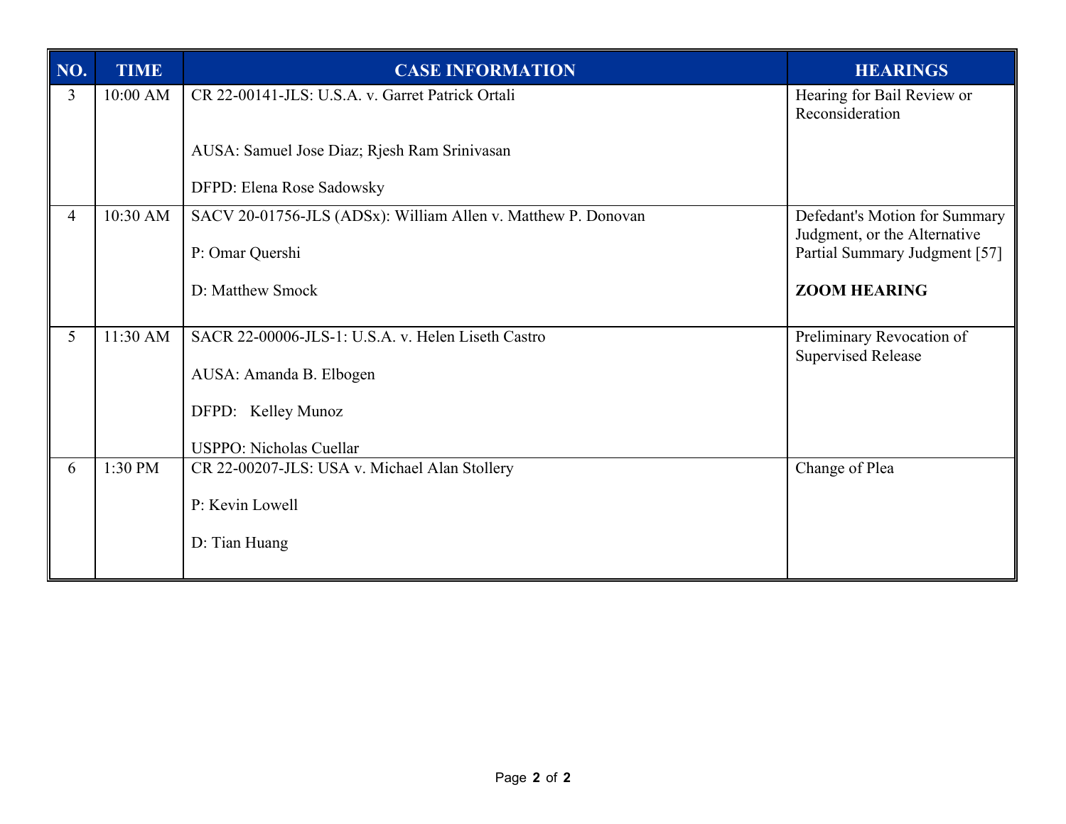| NO. | TIME | CASE INFORMATION | HEARINGS |
|---|---|---|---|
| 3 | 10:00 AM | CR 22-00141-JLS: U.S.A. v. Garret Patrick Ortali<br><br>AUSA: Samuel Jose Diaz; Rjesh Ram Srinivasan<br><br>DFPD: Elena Rose Sadowsky | Hearing for Bail Review or Reconsideration |
| 4 | 10:30 AM | SACV 20-01756-JLS (ADSx): William Allen v. Matthew P. Donovan<br><br>P: Omar Quershi<br><br>D: Matthew Smock | Defedant's Motion for Summary Judgment, or the Alternative Partial Summary Judgment [57]<br><br>**ZOOM HEARING** |
| 5 | 11:30 AM | SACR 22-00006-JLS-1: U.S.A. v. Helen Liseth Castro<br><br>AUSA: Amanda B. Elbogen<br><br>DFPD: Kelley Munoz<br><br>USPPO: Nicholas Cuellar | Preliminary Revocation of Supervised Release |
| 6 | 1:30 PM | CR 22-00207-JLS: USA v. Michael Alan Stollery<br><br>P: Kevin Lowell<br><br>D: Tian Huang | Change of Plea |